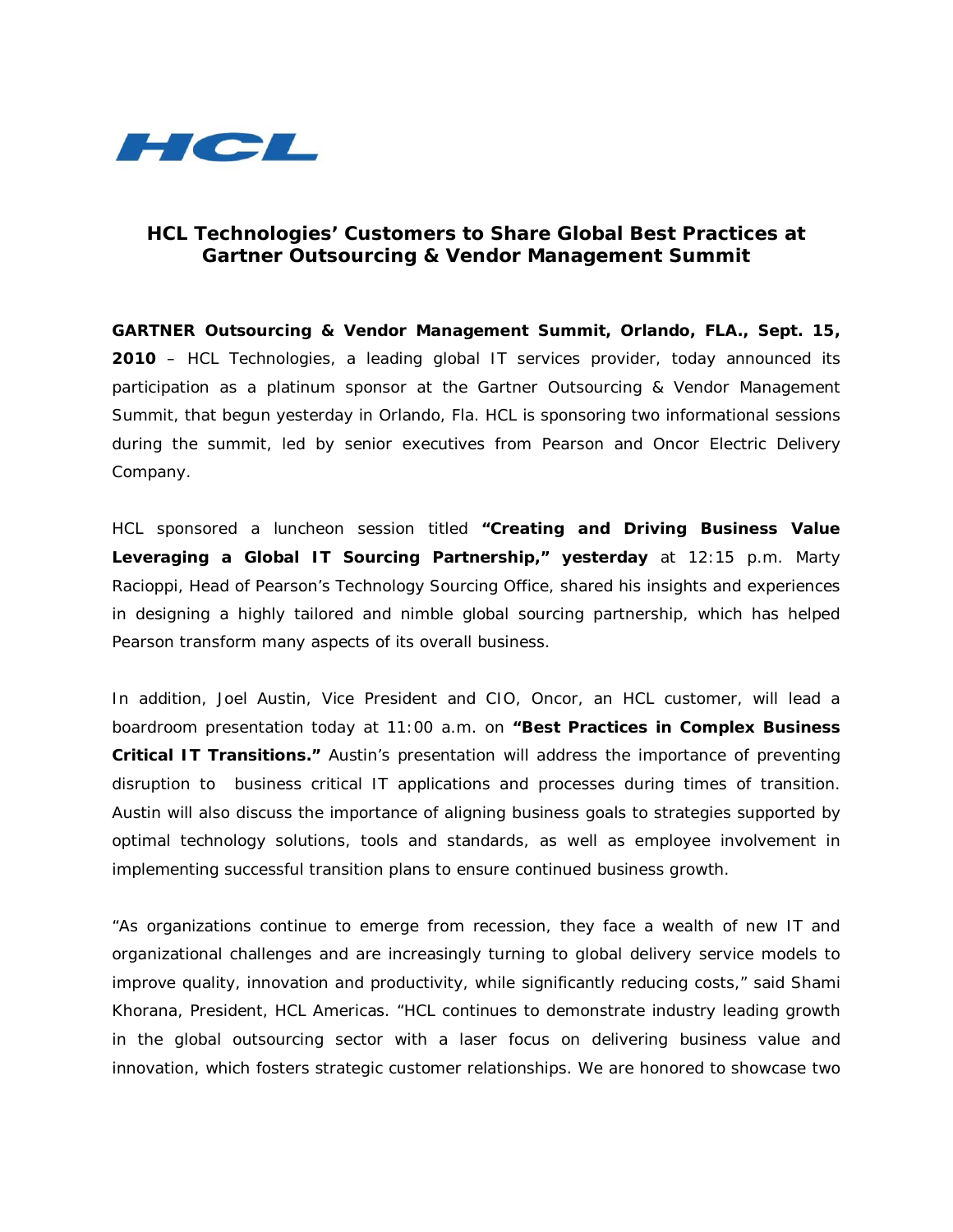HCL

# HCL Technologies' Customers to Share Global Best Practices at Gartner Outsourcing & Vendor Management Summit

**GARTNER Outsourcing & Vendor Management Summit, Orlando, FLA., Sept. 15, 2010** – HCL Technologies, a leading global IT services provider, today announced its participation as a platinum sponsor at the Gartner Outsourcing & Vendor Management Summit, that begun yesterday in Orlando, Fla. HCL is sponsoring two informational sessions during the summit, led by senior executives from Pearson and Oncor Electric Delivery Company.

HCL sponsored a luncheon session titled **"Creating and Driving Business Value Leveraging a Global IT Sourcing Partnership," yesterday** at 12:15 p.m. Marty Racioppi, Head of Pearson's Technology Sourcing Office, shared his insights and experiences in designing a highly tailored and nimble global sourcing partnership, which has helped Pearson transform many aspects of its overall business.

In addition, Joel Austin, Vice President and CIO, Oncor, an HCL customer, will lead a boardroom presentation today at 11:00 a.m. on **"Best Practices in Complex Business Critical IT Transitions."** Austin's presentation will address the importance of preventing disruption to business critical IT applications and processes during times of transition. Austin will also discuss the importance of aligning business goals to strategies supported by optimal technology solutions, tools and standards, as well as employee involvement in implementing successful transition plans to ensure continued business growth.

"As organizations continue to emerge from recession, they face a wealth of new IT and organizational challenges and are increasingly turning to global delivery service models to improve quality, innovation and productivity, while significantly reducing costs," said Shami Khorana, President, HCL Americas. "HCL continues to demonstrate industry leading growth in the global outsourcing sector with a laser focus on delivering business value and innovation, which fosters strategic customer relationships. We are honored to showcase two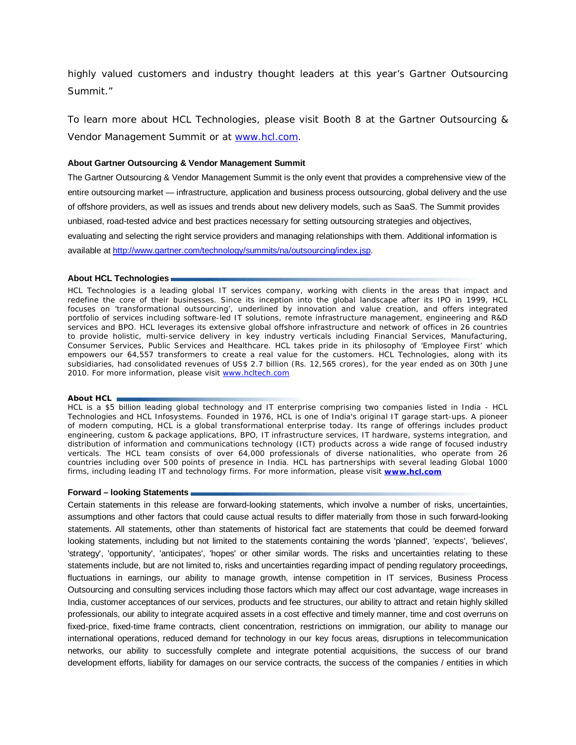highly valued customers and industry thought leaders at this year's Gartner Outsourcing Summit."

To learn more about HCL Technologies, please visit Booth 8 at the Gartner Outsourcing & Vendor Management Summit or at www.hcl.com.

**About Gartner Outsourcing & Vendor Management Summit**

The Gartner Outsourcing & Vendor Management Summit is the only event that provides a comprehensive view of the entire outsourcing market — infrastructure, application and business process outsourcing, global delivery and the use of offshore providers, as well as issues and trends about new delivery models, such as SaaS. The Summit provides unbiased, road-tested advice and best practices necessary for setting outsourcing strategies and objectives, evaluating and selecting the right service providers and managing relationships with them. Additional information is available at http://www.gartner.com/technology/summits/na/outsourcing/index.jsp.

**About HCL Technologies**

HCL Technologies is a leading global IT services company, working with clients in the areas that impact and redefine the core of their businesses. Since its inception into the global landscape after its IPO in 1999, HCL focuses on 'transformational outsourcing', underlined by innovation and value creation, and offers integrated portfolio of services including software-led IT solutions, remote infrastructure management, engineering and R&D services and BPO. HCL leverages its extensive global offshore infrastructure and network of offices in 26 countries to provide holistic, multi-service delivery in key industry verticals including Financial Services, Manufacturing, Consumer Services, Public Services and Healthcare. HCL takes pride in its philosophy of 'Employee First' which empowers our 64,557 transformers to create a real value for the customers. HCL Technologies, along with its subsidiaries, had consolidated revenues of US$ 2.7 billion (Rs. 12,565 crores), for the year ended as on 30th June 2010. For more information, please visit www.hcltech.com

**About HCL**

HCL is a $5 billion leading global technology and IT enterprise comprising two companies listed in India - HCL Technologies and HCL Infosystems. Founded in 1976, HCL is one of India's original IT garage start-ups. A pioneer of modern computing, HCL is a global transformational enterprise today. Its range of offerings includes product engineering, custom & package applications, BPO, IT infrastructure services, IT hardware, systems integration, and distribution of information and communications technology (ICT) products across a wide range of focused industry verticals. The HCL team consists of over 64,000 professionals of diverse nationalities, who operate from 26 countries including over 500 points of presence in India. HCL has partnerships with several leading Global 1000 firms, including leading IT and technology firms. For more information, please visit **www.hcl.com**

**Forward – looking Statements**

Certain statements in this release are forward-looking statements, which involve a number of risks, uncertainties, assumptions and other factors that could cause actual results to differ materially from those in such forward-looking statements. All statements, other than statements of historical fact are statements that could be deemed forward looking statements, including but not limited to the statements containing the words 'planned', 'expects', 'believes', 'strategy', 'opportunity', 'anticipates', 'hopes' or other similar words. The risks and uncertainties relating to these statements include, but are not limited to, risks and uncertainties regarding impact of pending regulatory proceedings, fluctuations in earnings, our ability to manage growth, intense competition in IT services, Business Process Outsourcing and consulting services including those factors which may affect our cost advantage, wage increases in India, customer acceptances of our services, products and fee structures, our ability to attract and retain highly skilled professionals, our ability to integrate acquired assets in a cost effective and timely manner, time and cost overruns on fixed-price, fixed-time frame contracts, client concentration, restrictions on immigration, our ability to manage our international operations, reduced demand for technology in our key focus areas, disruptions in telecommunication networks, our ability to successfully complete and integrate potential acquisitions, the success of our brand development efforts, liability for damages on our service contracts, the success of the companies / entities in which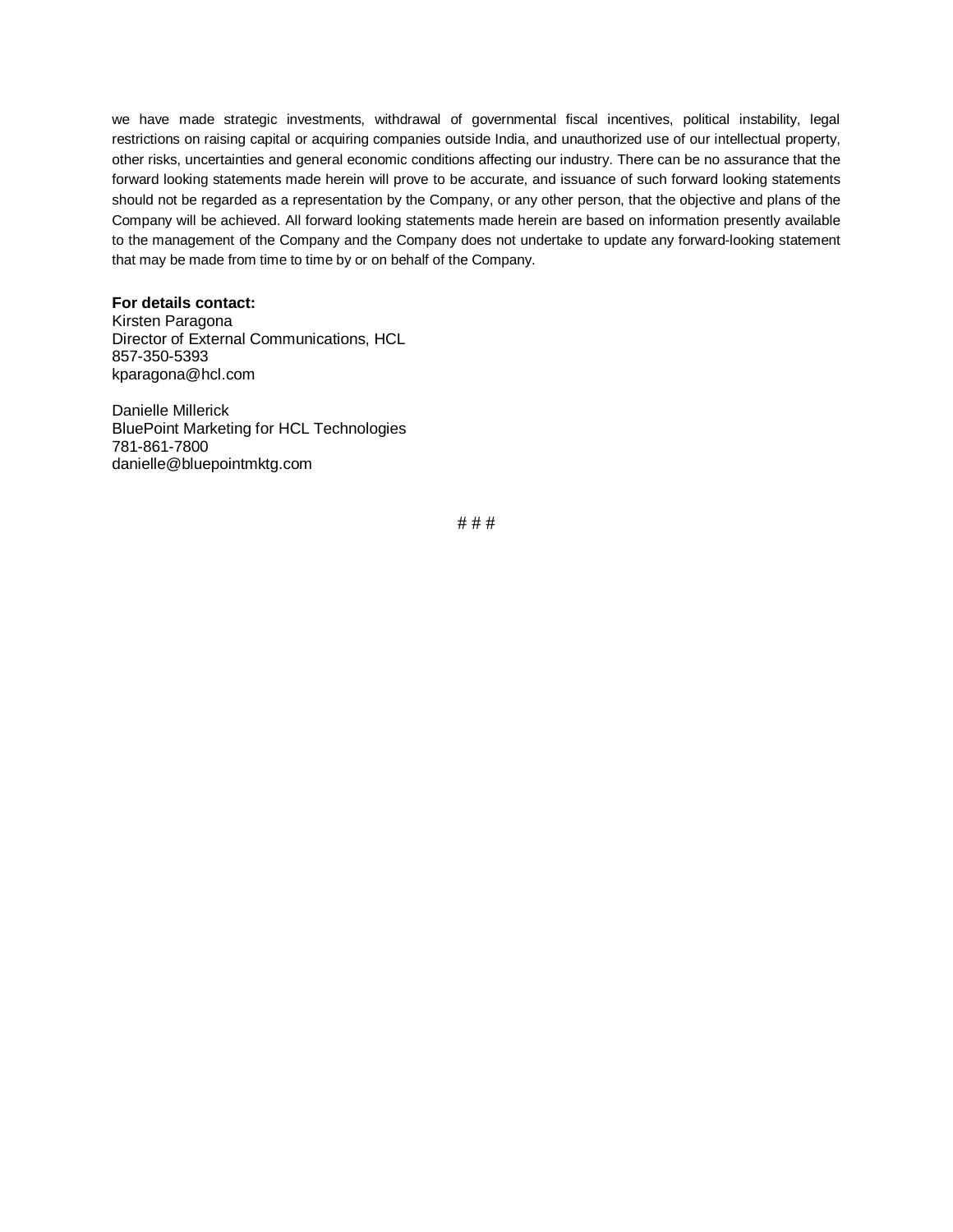we have made strategic investments, withdrawal of governmental fiscal incentives, political instability, legal restrictions on raising capital or acquiring companies outside India, and unauthorized use of our intellectual property, other risks, uncertainties and general economic conditions affecting our industry. There can be no assurance that the forward looking statements made herein will prove to be accurate, and issuance of such forward looking statements should not be regarded as a representation by the Company, or any other person, that the objective and plans of the Company will be achieved. All forward looking statements made herein are based on information presently available to the management of the Company and the Company does not undertake to update any forward-looking statement that may be made from time to time by or on behalf of the Company.

**For details contact:**
Kirsten Paragona
Director of External Communications, HCL
857-350-5393
kparagona@hcl.com

Danielle Millerick
BluePoint Marketing for HCL Technologies
781-861-7800
danielle@bluepointmktg.com

# # #